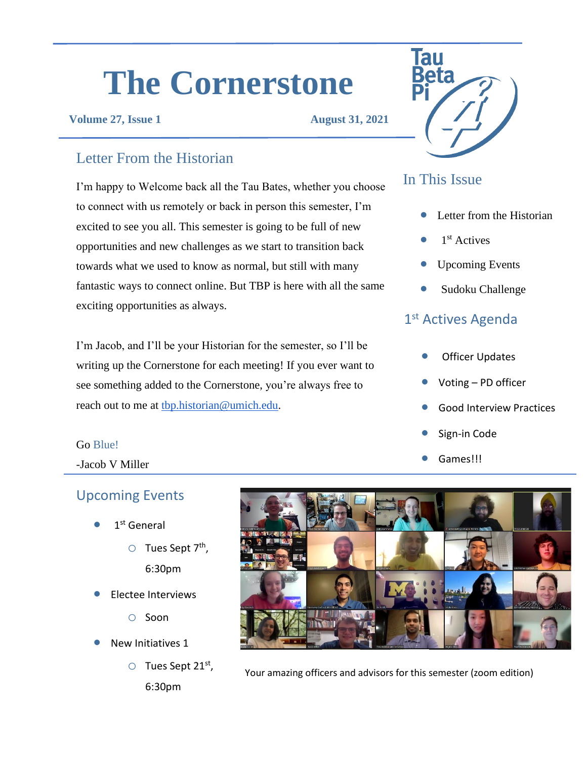# The Cornerstone

**Volume 27, Issue 1** **August 31, 2021**

## Letter From the Historian

I'm happy to Welcome back all the Tau Bates, whether you choose to connect with us remotely or back in person this semester, I'm excited to see you all. This semester is going to be full of new opportunities and new challenges as we start to transition back towards what we used to know as normal, but still with many fantastic ways to connect online. But TBP is here with all the same exciting opportunities as always.

I'm Jacob, and I'll be your Historian for the semester, so I'll be writing up the Cornerstone for each meeting! If you ever want to see something added to the Cornerstone, you're always free to reach out to me at tbp.historian@umich.edu.

Go Blue!

-Jacob V Miller

## In This Issue

- Letter from the Historian
- 1st Actives
- Upcoming Events
- Sudoku Challenge

## 1st Actives Agenda

- Officer Updates
- Voting – PD officer
- Good Interview Practices
- Sign-in Code
- Games!!!

## Upcoming Events

- 1st General
  - Tues Sept 7th, 6:30pm
- Electee Interviews
  - Soon
- New Initiatives 1
  - Tues Sept 21st, 6:30pm

Your amazing officers and advisors for this semester (zoom edition)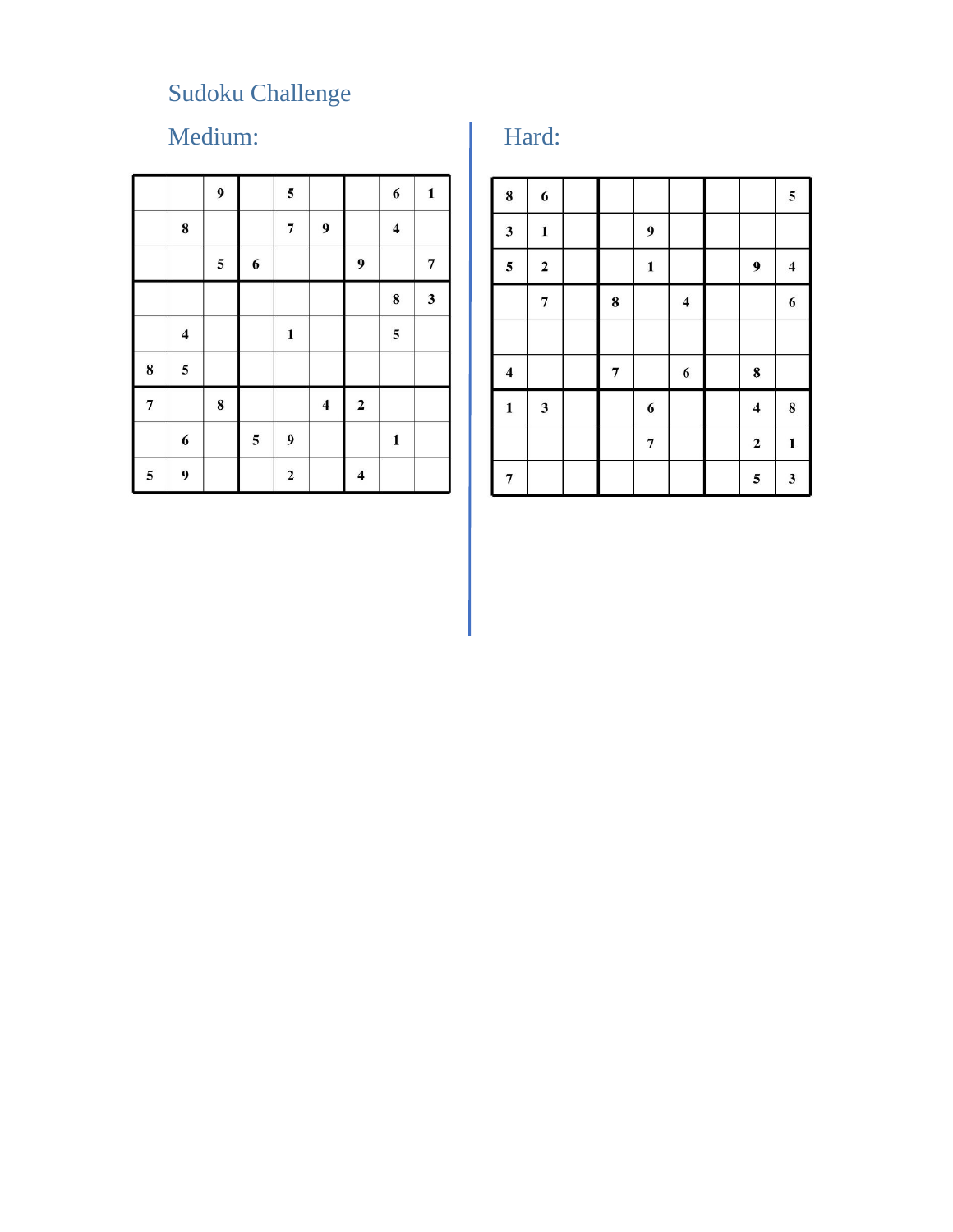# Sudoku Challenge

## Medium:

| | | | | | | | | |
|---|---|---|---|---|---|---|---|---|
| | | 9 | | 5 | | | 6 | 1 |
| | 8 | | | 7 | 9 | | 4 | |
| | | 5 | 6 | | | 9 | | 7 |
| | | | | | | | 8 | 3 |
| | 4 | | | 1 | | | 5 | |
| 8 | 5 | | | | | | | |
| 7 | | 8 | | | 4 | 2 | | |
| | 6 | | 5 | 9 | | | 1 | |
| 5 | 9 | | | 2 | | 4 | | |

## Hard:

| | | | | | | | | |
|---|---|---|---|---|---|---|---|---|
| 8 | 6 | | | | | | | 5 |
| 3 | 1 | | | 9 | | | | |
| 5 | 2 | | | 1 | | | 9 | 4 |
| | 7 | | 8 | | 4 | | | 6 |
| | | | | | | | | |
| 4 | | | 7 | | 6 | | 8 | |
| 1 | 3 | | | 6 | | | 4 | 8 |
| | | | | 7 | | | 2 | 1 |
| 7 | | | | | | | 5 | 3 |